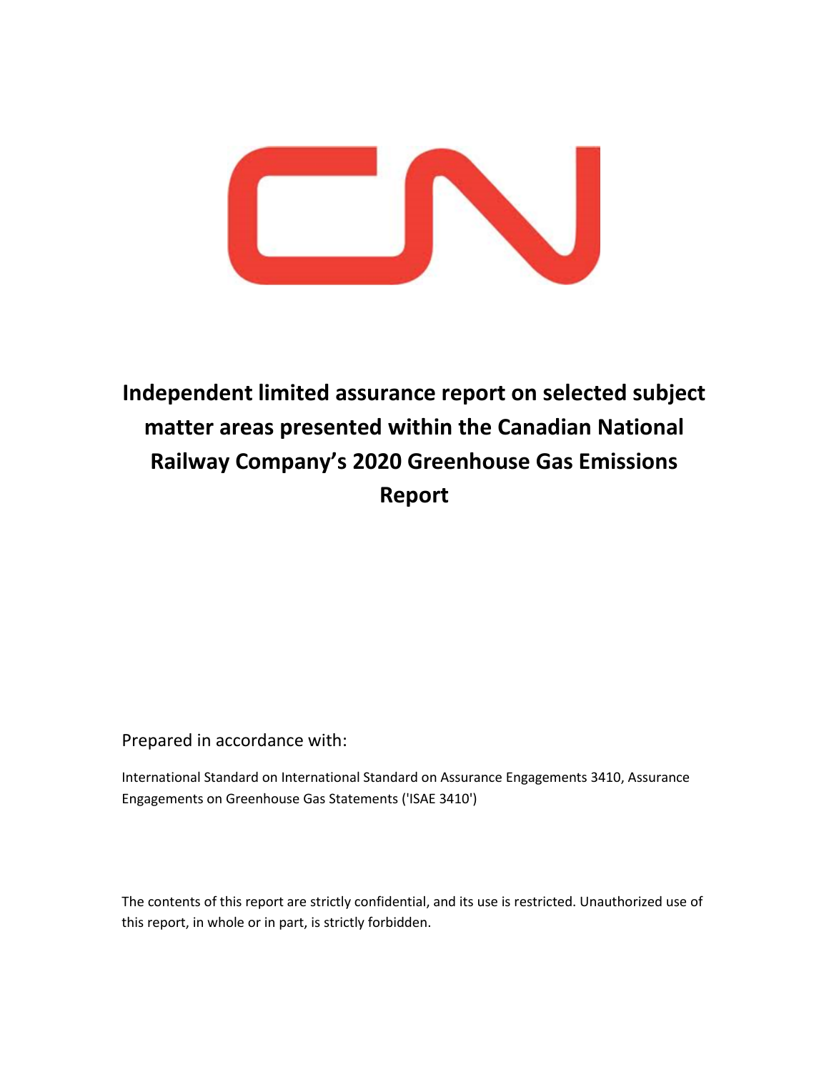# Independent limited assurance report on selected subject matter areas presented within the Canadian National Railway Company's 2020 Greenhouse Gas Emissions Report

Prepared in accordance with:

International Standard on International Standard on Assurance Engagements 3410, Assurance Engagements on Greenhouse Gas Statements ('ISAE 3410')

The contents of this report are strictly confidential, and its use is restricted. Unauthorized use of this report, in whole or in part, is strictly forbidden.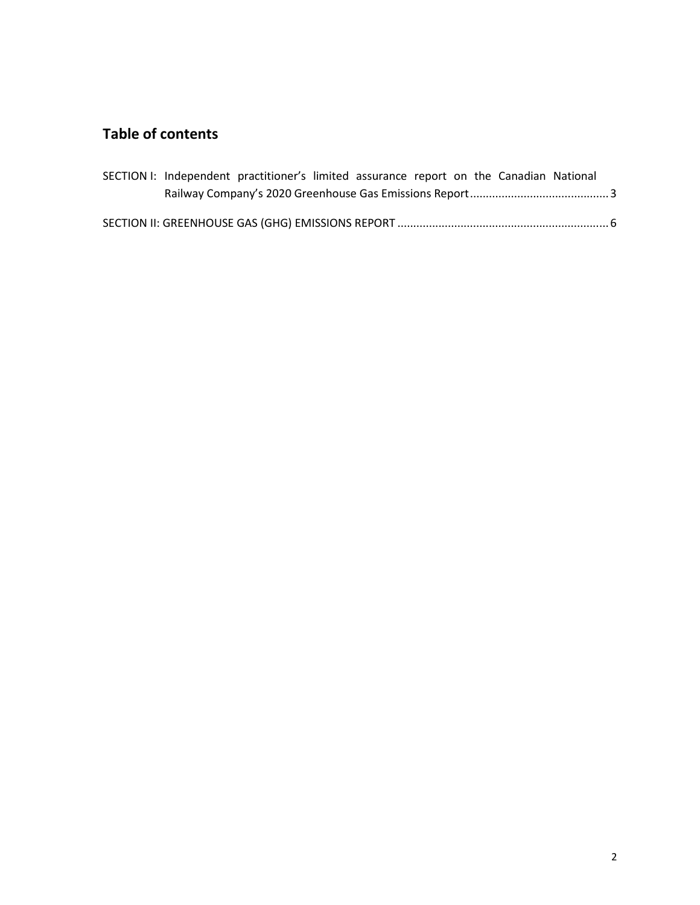## Table of contents

SECTION I: Independent practitioner's limited assurance report on the Canadian National Railway Company's 2020 Greenhouse Gas Emissions Report ........................................... 3

SECTION II: GREENHOUSE GAS (GHG) EMISSIONS REPORT .................................................................. 6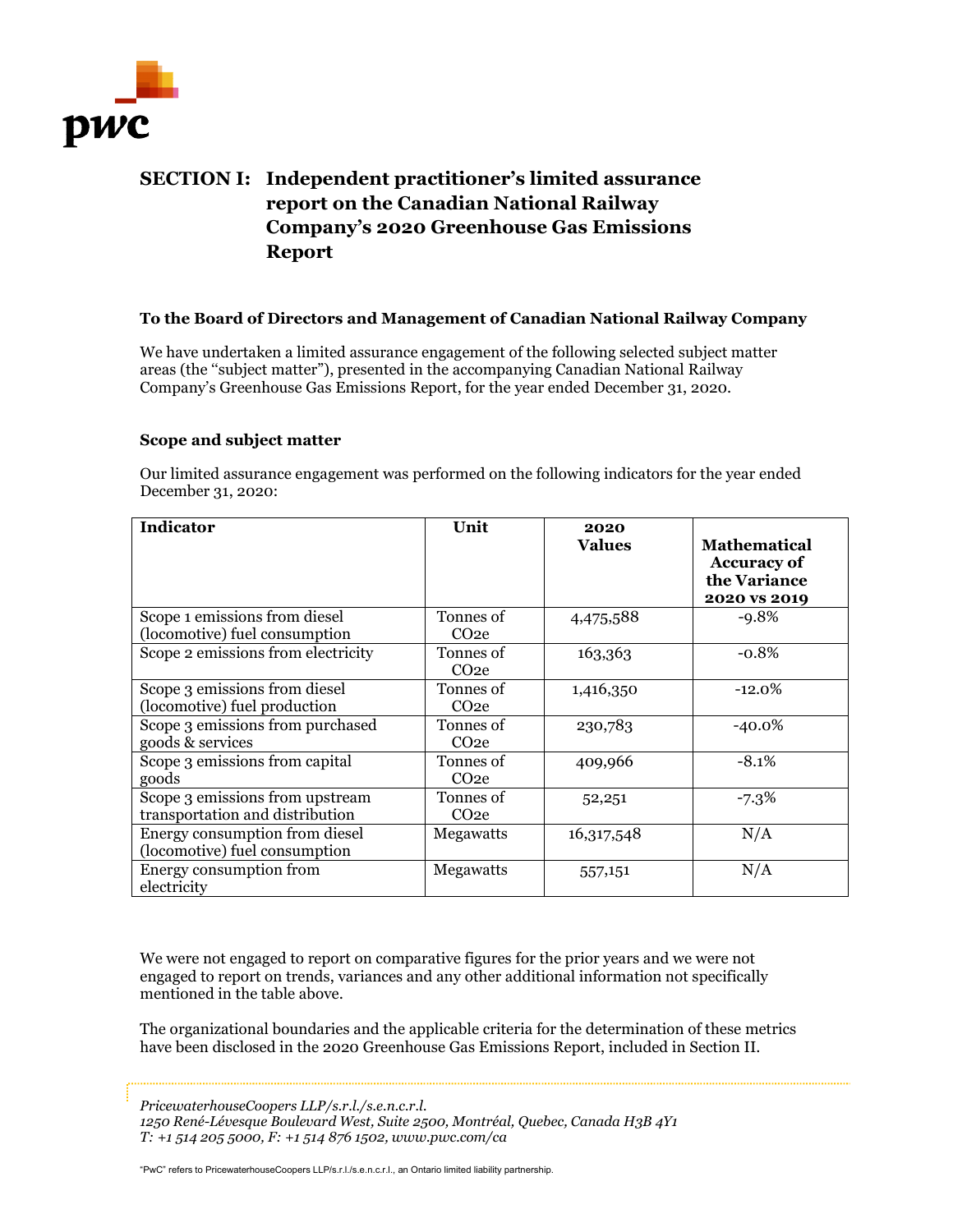# SECTION I: Independent practitioner's limited assurance report on the Canadian National Railway Company's 2020 Greenhouse Gas Emissions Report

**To the Board of Directors and Management of Canadian National Railway Company**

We have undertaken a limited assurance engagement of the following selected subject matter areas (the "subject matter"), presented in the accompanying Canadian National Railway Company's Greenhouse Gas Emissions Report, for the year ended December 31, 2020.

### Scope and subject matter

Our limited assurance engagement was performed on the following indicators for the year ended December 31, 2020:

| Indicator | Unit | 2020 Values | Mathematical Accuracy of the Variance 2020 vs 2019 |
|---|---|---|---|
| Scope 1 emissions from diesel (locomotive) fuel consumption | Tonnes of $CO_2e$ | 4,475,588 | -9.8% |
| Scope 2 emissions from electricity | Tonnes of $CO_2e$ | 163,363 | -0.8% |
| Scope 3 emissions from diesel (locomotive) fuel production | Tonnes of $CO_2e$ | 1,416,350 | -12.0% |
| Scope 3 emissions from purchased goods & services | Tonnes of $CO_2e$ | 230,783 | -40.0% |
| Scope 3 emissions from capital goods | Tonnes of $CO_2e$ | 409,966 | -8.1% |
| Scope 3 emissions from upstream transportation and distribution | Tonnes of $CO_2e$ | 52,251 | -7.3% |
| Energy consumption from diesel (locomotive) fuel consumption | Megawatts | 16,317,548 | N/A |
| Energy consumption from electricity | Megawatts | 557,151 | N/A |

We were not engaged to report on comparative figures for the prior years and we were not engaged to report on trends, variances and any other additional information not specifically mentioned in the table above.

The organizational boundaries and the applicable criteria for the determination of these metrics have been disclosed in the 2020 Greenhouse Gas Emissions Report, included in Section II.

*PricewaterhouseCoopers LLP/s.r.l./s.e.n.c.r.l.*
*1250 René-Lévesque Boulevard West, Suite 2500, Montréal, Quebec, Canada H3B 4Y1*
*T: +1 514 205 5000, F: +1 514 876 1502, www.pwc.com/ca*

"PwC" refers to PricewaterhouseCoopers LLP/s.r.l./s.e.n.c.r.l., an Ontario limited liability partnership.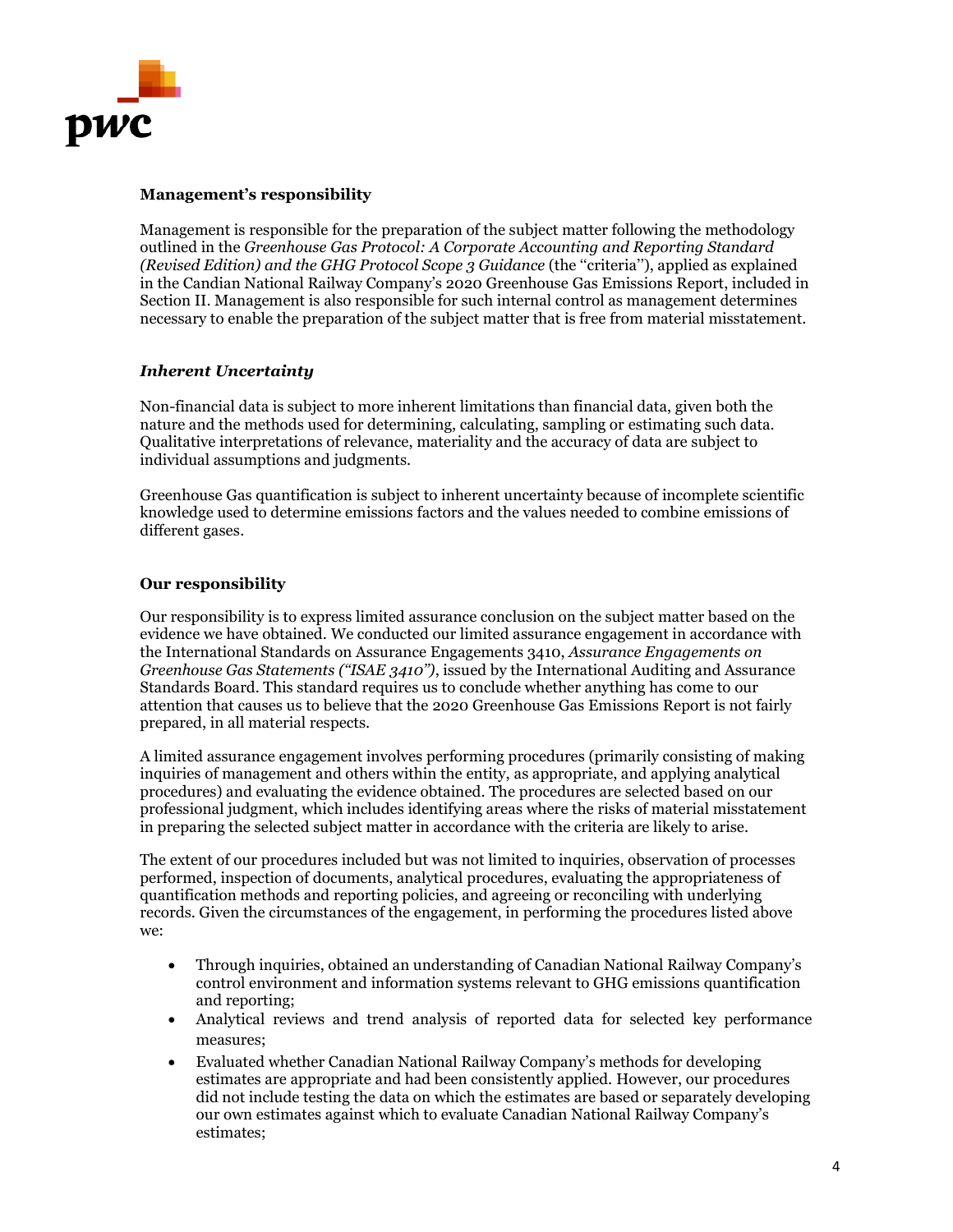**Management's responsibility**

Management is responsible for the preparation of the subject matter following the methodology outlined in the *Greenhouse Gas Protocol: A Corporate Accounting and Reporting Standard (Revised Edition) and the GHG Protocol Scope 3 Guidance* (the "criteria"), applied as explained in the Candian National Railway Company's 2020 Greenhouse Gas Emissions Report, included in Section II. Management is also responsible for such internal control as management determines necessary to enable the preparation of the subject matter that is free from material misstatement.

***Inherent Uncertainty***

Non-financial data is subject to more inherent limitations than financial data, given both the nature and the methods used for determining, calculating, sampling or estimating such data. Qualitative interpretations of relevance, materiality and the accuracy of data are subject to individual assumptions and judgments.

Greenhouse Gas quantification is subject to inherent uncertainty because of incomplete scientific knowledge used to determine emissions factors and the values needed to combine emissions of different gases.

**Our responsibility**

Our responsibility is to express limited assurance conclusion on the subject matter based on the evidence we have obtained. We conducted our limited assurance engagement in accordance with the International Standards on Assurance Engagements 3410, *Assurance Engagements on Greenhouse Gas Statements ("ISAE 3410")*, issued by the International Auditing and Assurance Standards Board. This standard requires us to conclude whether anything has come to our attention that causes us to believe that the 2020 Greenhouse Gas Emissions Report is not fairly prepared, in all material respects.

A limited assurance engagement involves performing procedures (primarily consisting of making inquiries of management and others within the entity, as appropriate, and applying analytical procedures) and evaluating the evidence obtained. The procedures are selected based on our professional judgment, which includes identifying areas where the risks of material misstatement in preparing the selected subject matter in accordance with the criteria are likely to arise.

The extent of our procedures included but was not limited to inquiries, observation of processes performed, inspection of documents, analytical procedures, evaluating the appropriateness of quantification methods and reporting policies, and agreeing or reconciling with underlying records. Given the circumstances of the engagement, in performing the procedures listed above we:

- Through inquiries, obtained an understanding of Canadian National Railway Company's control environment and information systems relevant to GHG emissions quantification and reporting;
- Analytical reviews and trend analysis of reported data for selected key performance measures;
- Evaluated whether Canadian National Railway Company's methods for developing estimates are appropriate and had been consistently applied. However, our procedures did not include testing the data on which the estimates are based or separately developing our own estimates against which to evaluate Canadian National Railway Company's estimates;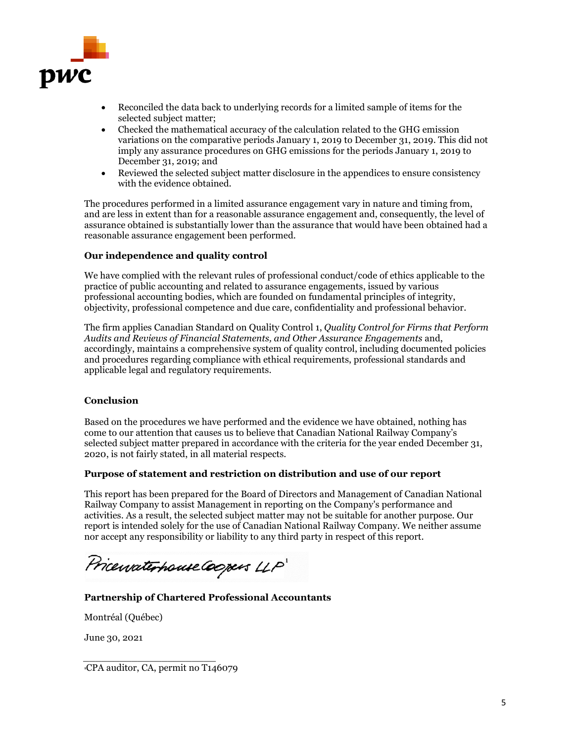- Reconciled the data back to underlying records for a limited sample of items for the selected subject matter;
- Checked the mathematical accuracy of the calculation related to the GHG emission variations on the comparative periods January 1, 2019 to December 31, 2019. This did not imply any assurance procedures on GHG emissions for the periods January 1, 2019 to December 31, 2019; and
- Reviewed the selected subject matter disclosure in the appendices to ensure consistency with the evidence obtained.

The procedures performed in a limited assurance engagement vary in nature and timing from, and are less in extent than for a reasonable assurance engagement and, consequently, the level of assurance obtained is substantially lower than the assurance that would have been obtained had a reasonable assurance engagement been performed.

**Our independence and quality control**

We have complied with the relevant rules of professional conduct/code of ethics applicable to the practice of public accounting and related to assurance engagements, issued by various professional accounting bodies, which are founded on fundamental principles of integrity, objectivity, professional competence and due care, confidentiality and professional behavior.

The firm applies Canadian Standard on Quality Control 1, *Quality Control for Firms that Perform Audits and Reviews of Financial Statements, and Other Assurance Engagements* and, accordingly, maintains a comprehensive system of quality control, including documented policies and procedures regarding compliance with ethical requirements, professional standards and applicable legal and regulatory requirements.

**Conclusion**

Based on the procedures we have performed and the evidence we have obtained, nothing has come to our attention that causes us to believe that Canadian National Railway Company's selected subject matter prepared in accordance with the criteria for the year ended December 31, 2020, is not fairly stated, in all material respects.

**Purpose of statement and restriction on distribution and use of our report**

This report has been prepared for the Board of Directors and Management of Canadian National Railway Company to assist Management in reporting on the Company's performance and activities. As a result, the selected subject matter may not be suitable for another purpose. Our report is intended solely for the use of Canadian National Railway Company. We neither assume nor accept any responsibility or liability to any third party in respect of this report.

PricewaterhouseCoopers LLP[1]

**Partnership of Chartered Professional Accountants**

Montréal (Québec)

June 30, 2021

[1]CPA auditor, CA, permit no T146079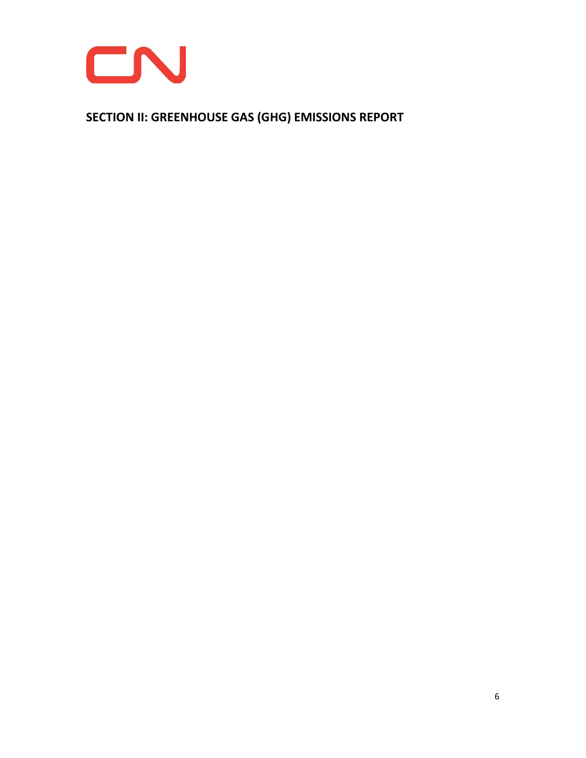## SECTION II: GREENHOUSE GAS (GHG) EMISSIONS REPORT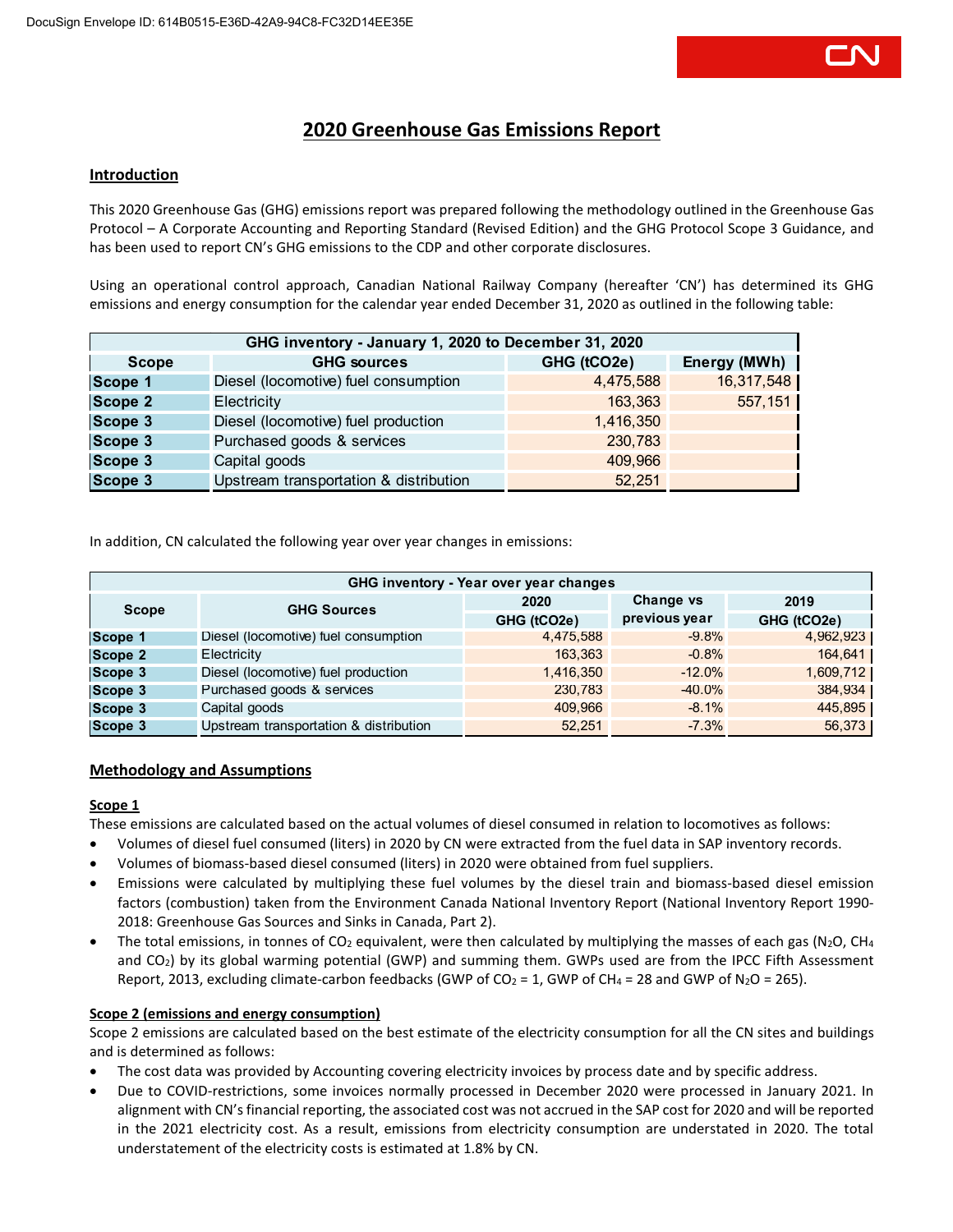# 2020 Greenhouse Gas Emissions Report

## Introduction

This 2020 Greenhouse Gas (GHG) emissions report was prepared following the methodology outlined in the Greenhouse Gas Protocol – A Corporate Accounting and Reporting Standard (Revised Edition) and the GHG Protocol Scope 3 Guidance, and has been used to report CN's GHG emissions to the CDP and other corporate disclosures.

Using an operational control approach, Canadian National Railway Company (hereafter 'CN') has determined its GHG emissions and energy consumption for the calendar year ended December 31, 2020 as outlined in the following table:

| GHG inventory - January 1, 2020 to December 31, 2020 | | | |
|---|---|---|---|
| **Scope** | **GHG sources** | **GHG (tCO2e)** | **Energy (MWh)** |
| Scope 1 | Diesel (locomotive) fuel consumption | 4,475,588 | 16,317,548 |
| Scope 2 | Electricity | 163,363 | 557,151 |
| Scope 3 | Diesel (locomotive) fuel production | 1,416,350 | |
| Scope 3 | Purchased goods & services | 230,783 | |
| Scope 3 | Capital goods | 409,966 | |
| Scope 3 | Upstream transportation & distribution | 52,251 | |

In addition, CN calculated the following year over year changes in emissions:

| GHG inventory - Year over year changes | | | | |
|---|---|---|---|---|
| **Scope** | **GHG Sources** | **2020 GHG (tCO2e)** | **Change vs previous year** | **2019 GHG (tCO2e)** |
| Scope 1 | Diesel (locomotive) fuel consumption | 4,475,588 | -9.8% | 4,962,923 |
| Scope 2 | Electricity | 163,363 | -0.8% | 164,641 |
| Scope 3 | Diesel (locomotive) fuel production | 1,416,350 | -12.0% | 1,609,712 |
| Scope 3 | Purchased goods & services | 230,783 | -40.0% | 384,934 |
| Scope 3 | Capital goods | 409,966 | -8.1% | 445,895 |
| Scope 3 | Upstream transportation & distribution | 52,251 | -7.3% | 56,373 |

## Methodology and Assumptions

### Scope 1

These emissions are calculated based on the actual volumes of diesel consumed in relation to locomotives as follows:

- Volumes of diesel fuel consumed (liters) in 2020 by CN were extracted from the fuel data in SAP inventory records.
- Volumes of biomass-based diesel consumed (liters) in 2020 were obtained from fuel suppliers.
- Emissions were calculated by multiplying these fuel volumes by the diesel train and biomass-based diesel emission factors (combustion) taken from the Environment Canada National Inventory Report (National Inventory Report 1990-2018: Greenhouse Gas Sources and Sinks in Canada, Part 2).
- The total emissions, in tonnes of $CO_2$ equivalent, were then calculated by multiplying the masses of each gas ($N_2O$, $CH_4$ and $CO_2$) by its global warming potential (GWP) and summing them. GWPs used are from the IPCC Fifth Assessment Report, 2013, excluding climate-carbon feedbacks (GWP of $CO_2$ = 1, GWP of $CH_4$ = 28 and GWP of $N_2O$ = 265).

### Scope 2 (emissions and energy consumption)

Scope 2 emissions are calculated based on the best estimate of the electricity consumption for all the CN sites and buildings and is determined as follows:

- The cost data was provided by Accounting covering electricity invoices by process date and by specific address.
- Due to COVID-restrictions, some invoices normally processed in December 2020 were processed in January 2021. In alignment with CN's financial reporting, the associated cost was not accrued in the SAP cost for 2020 and will be reported in the 2021 electricity cost. As a result, emissions from electricity consumption are understated in 2020. The total understatement of the electricity costs is estimated at 1.8% by CN.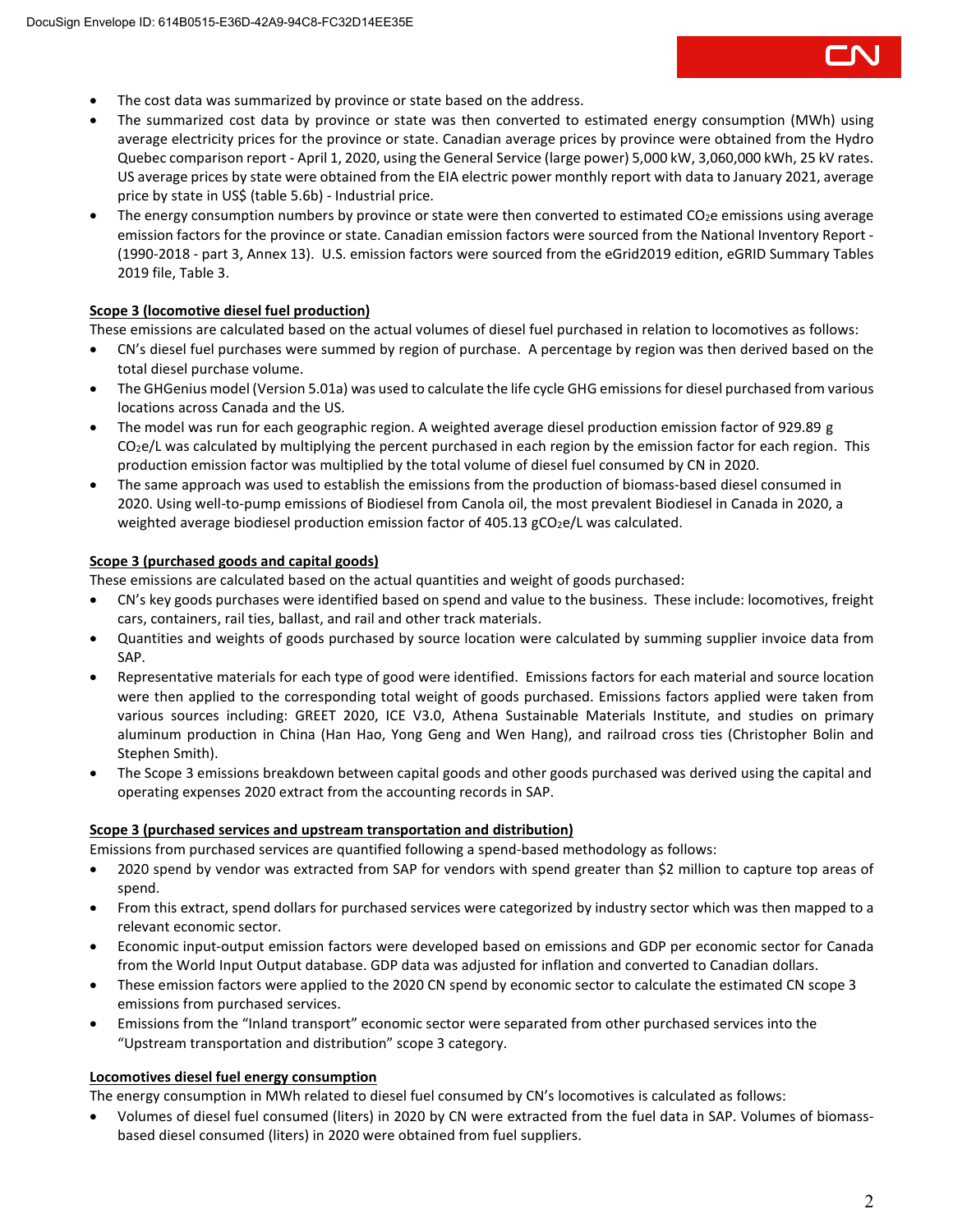- The cost data was summarized by province or state based on the address.
- The summarized cost data by province or state was then converted to estimated energy consumption (MWh) using average electricity prices for the province or state. Canadian average prices by province were obtained from the Hydro Quebec comparison report - April 1, 2020, using the General Service (large power) 5,000 kW, 3,060,000 kWh, 25 kV rates. US average prices by state were obtained from the EIA electric power monthly report with data to January 2021, average price by state in US$ (table 5.6b) - Industrial price.
- The energy consumption numbers by province or state were then converted to estimated $CO_2e$ emissions using average emission factors for the province or state. Canadian emission factors were sourced from the National Inventory Report - (1990-2018 - part 3, Annex 13). U.S. emission factors were sourced from the eGrid2019 edition, eGRID Summary Tables 2019 file, Table 3.

**Scope 3 (locomotive diesel fuel production)**

These emissions are calculated based on the actual volumes of diesel fuel purchased in relation to locomotives as follows:

- CN's diesel fuel purchases were summed by region of purchase. A percentage by region was then derived based on the total diesel purchase volume.
- The GHGenius model (Version 5.01a) was used to calculate the life cycle GHG emissions for diesel purchased from various locations across Canada and the US.
- The model was run for each geographic region. A weighted average diesel production emission factor of 929.89 g $CO_2e$/L was calculated by multiplying the percent purchased in each region by the emission factor for each region. This production emission factor was multiplied by the total volume of diesel fuel consumed by CN in 2020.
- The same approach was used to establish the emissions from the production of biomass-based diesel consumed in 2020. Using well-to-pump emissions of Biodiesel from Canola oil, the most prevalent Biodiesel in Canada in 2020, a weighted average biodiesel production emission factor of 405.13 g$CO_2e$/L was calculated.

**Scope 3 (purchased goods and capital goods)**

These emissions are calculated based on the actual quantities and weight of goods purchased:

- CN's key goods purchases were identified based on spend and value to the business. These include: locomotives, freight cars, containers, rail ties, ballast, and rail and other track materials.
- Quantities and weights of goods purchased by source location were calculated by summing supplier invoice data from SAP.
- Representative materials for each type of good were identified. Emissions factors for each material and source location were then applied to the corresponding total weight of goods purchased. Emissions factors applied were taken from various sources including: GREET 2020, ICE V3.0, Athena Sustainable Materials Institute, and studies on primary aluminum production in China (Han Hao, Yong Geng and Wen Hang), and railroad cross ties (Christopher Bolin and Stephen Smith).
- The Scope 3 emissions breakdown between capital goods and other goods purchased was derived using the capital and operating expenses 2020 extract from the accounting records in SAP.

**Scope 3 (purchased services and upstream transportation and distribution)**

Emissions from purchased services are quantified following a spend-based methodology as follows:

- 2020 spend by vendor was extracted from SAP for vendors with spend greater than $2 million to capture top areas of spend.
- From this extract, spend dollars for purchased services were categorized by industry sector which was then mapped to a relevant economic sector.
- Economic input-output emission factors were developed based on emissions and GDP per economic sector for Canada from the World Input Output database. GDP data was adjusted for inflation and converted to Canadian dollars.
- These emission factors were applied to the 2020 CN spend by economic sector to calculate the estimated CN scope 3 emissions from purchased services.
- Emissions from the "Inland transport" economic sector were separated from other purchased services into the "Upstream transportation and distribution" scope 3 category.

**Locomotives diesel fuel energy consumption**

The energy consumption in MWh related to diesel fuel consumed by CN's locomotives is calculated as follows:

- Volumes of diesel fuel consumed (liters) in 2020 by CN were extracted from the fuel data in SAP. Volumes of biomass-based diesel consumed (liters) in 2020 were obtained from fuel suppliers.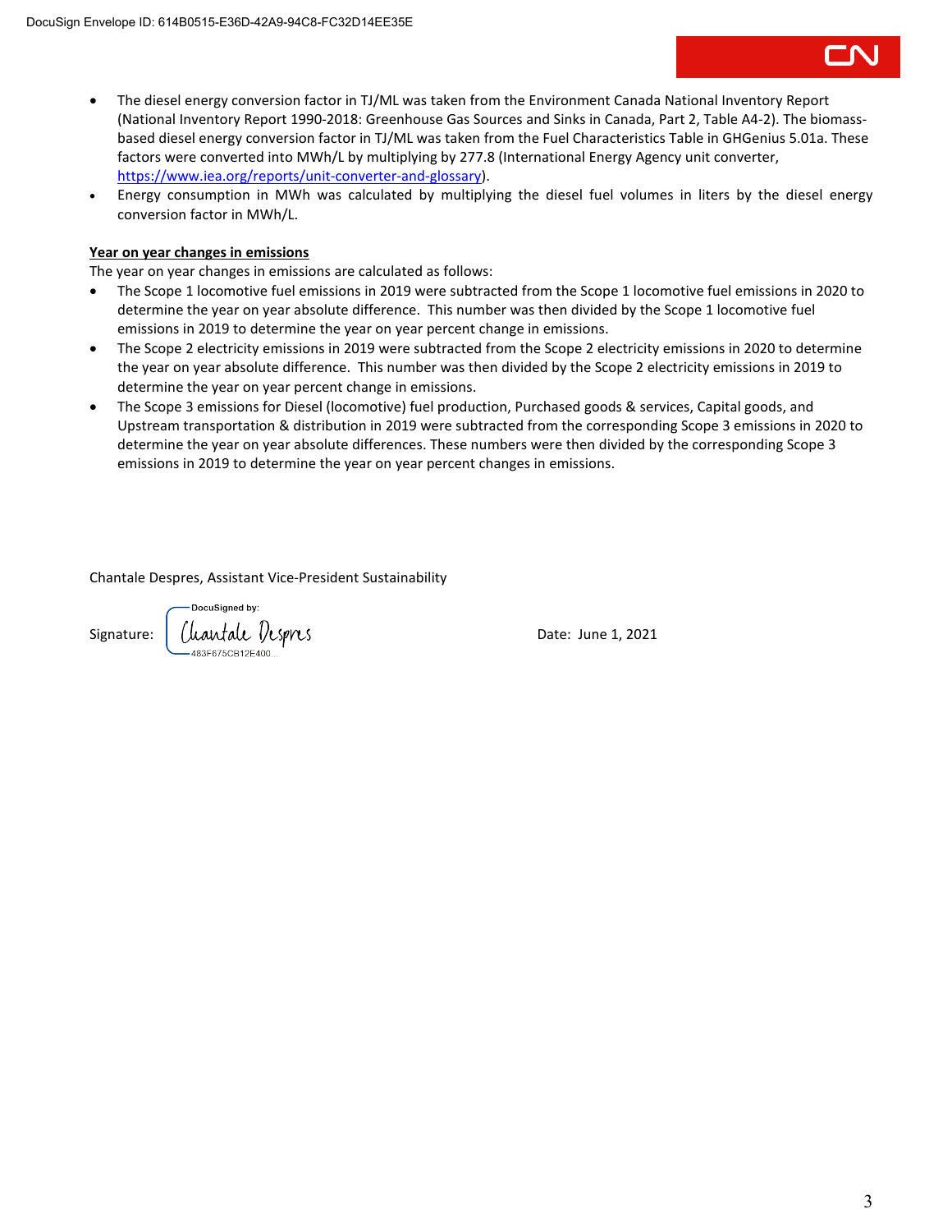- The diesel energy conversion factor in TJ/ML was taken from the Environment Canada National Inventory Report (National Inventory Report 1990-2018: Greenhouse Gas Sources and Sinks in Canada, Part 2, Table A4-2). The biomass-based diesel energy conversion factor in TJ/ML was taken from the Fuel Characteristics Table in GHGenius 5.01a. These factors were converted into MWh/L by multiplying by 277.8 (International Energy Agency unit converter, https://www.iea.org/reports/unit-converter-and-glossary).
- Energy consumption in MWh was calculated by multiplying the diesel fuel volumes in liters by the diesel energy conversion factor in MWh/L.

**Year on year changes in emissions**

The year on year changes in emissions are calculated as follows:

- The Scope 1 locomotive fuel emissions in 2019 were subtracted from the Scope 1 locomotive fuel emissions in 2020 to determine the year on year absolute difference. This number was then divided by the Scope 1 locomotive fuel emissions in 2019 to determine the year on year percent change in emissions.
- The Scope 2 electricity emissions in 2019 were subtracted from the Scope 2 electricity emissions in 2020 to determine the year on year absolute difference. This number was then divided by the Scope 2 electricity emissions in 2019 to determine the year on year percent change in emissions.
- The Scope 3 emissions for Diesel (locomotive) fuel production, Purchased goods & services, Capital goods, and Upstream transportation & distribution in 2019 were subtracted from the corresponding Scope 3 emissions in 2020 to determine the year on year absolute differences. These numbers were then divided by the corresponding Scope 3 emissions in 2019 to determine the year on year percent changes in emissions.

Chantale Despres, Assistant Vice-President Sustainability

Signature: DocuSigned by: Chantale Despres 483F675CB12E400...

Date: June 1, 2021